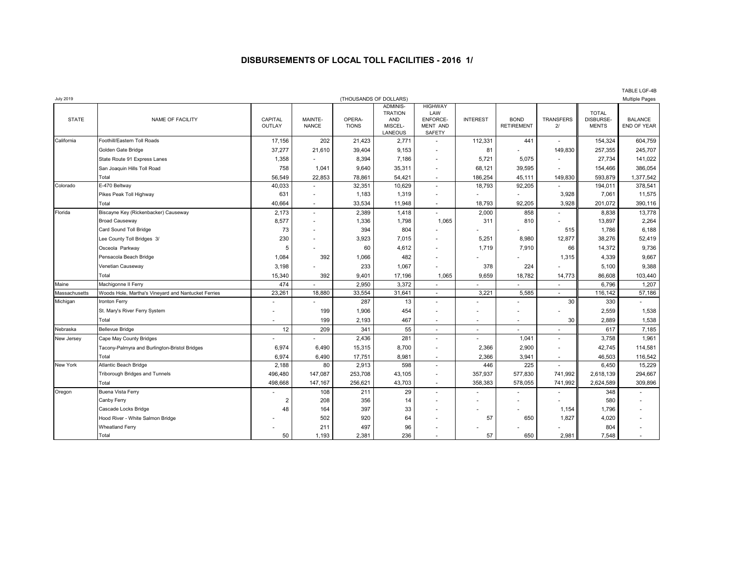# DISBURSEMENTS OF LOCAL TOLL FACILITIES - 2016 1/

TABLE LGF-4B

July 2019 | (THOUSANDS OF DOLLARS) | Multiple Pages

| STATE | NAME OF FACILITY | CAPITAL OUTLAY | MAINTE-NANCE | OPERA-TIONS | ADMINIS-TRATION AND MISCEL-LANEOUS | HIGHWAY LAW ENFORCE-MENT AND SAFETY | INTEREST | BOND RETIREMENT | TRANSFERS 2/ | TOTAL DISBURSE-MENTS | BALANCE END OF YEAR |
|---|---|---|---|---|---|---|---|---|---|---|---|
| California | Foothill/Eastern Toll Roads | 17,156 | 202 | 21,423 | 2,771 | - | 112,331 | 441 | - | 154,324 | 604,759 |
| | Golden Gate Bridge | 37,277 | 21,610 | 39,404 | 9,153 | - | 81 | - | 149,830 | 257,355 | 245,707 |
| | State Route 91 Express Lanes | 1,358 | - | 8,394 | 7,186 | - | 5,721 | 5,075 | - | 27,734 | 141,022 |
| | San Joaquin Hills Toll Road | 758 | 1,041 | 9,640 | 35,311 | - | 68,121 | 39,595 | - | 154,466 | 386,054 |
| | Total | 56,549 | 22,853 | 78,861 | 54,421 | - | 186,254 | 45,111 | 149,830 | 593,879 | 1,377,542 |
| Colorado | E-470 Beltway | 40,033 | - | 32,351 | 10,629 | - | 18,793 | 92,205 | - | 194,011 | 378,541 |
| | Pikes Peak Toll Highway | 631 | - | 1,183 | 1,319 | - | - | - | 3,928 | 7,061 | 11,575 |
| | Total | 40,664 | - | 33,534 | 11,948 | - | 18,793 | 92,205 | 3,928 | 201,072 | 390,116 |
| Florida | Biscayne Key (Rickenbacker) Causeway | 2,173 | - | 2,389 | 1,418 | - | 2,000 | 858 | - | 8,838 | 13,778 |
| | Broad Causeway | 8,577 | - | 1,336 | 1,798 | 1,065 | 311 | 810 | - | 13,897 | 2,264 |
| | Card Sound Toll Bridge | 73 | - | 394 | 804 | - | - | - | 515 | 1,786 | 6,188 |
| | Lee County Toll Bridges 3/ | 230 | - | 3,923 | 7,015 | - | 5,251 | 8,980 | 12,877 | 38,276 | 52,419 |
| | Osceola Parkway | 5 | - | 60 | 4,612 | - | 1,719 | 7,910 | 66 | 14,372 | 9,736 |
| | Pensacola Beach Bridge | 1,084 | 392 | 1,066 | 482 | - | - | - | 1,315 | 4,339 | 9,667 |
| | Venetian Causeway | 3,198 | - | 233 | 1,067 | - | 378 | 224 | - | 5,100 | 9,388 |
| | Total | 15,340 | 392 | 9,401 | 17,196 | 1,065 | 9,659 | 18,782 | 14,773 | 86,608 | 103,440 |
| Maine | Machigonne II Ferry | 474 | - | 2,950 | 3,372 | - | - | - | - | 6,796 | 1,207 |
| Massachusetts | Woods Hole, Martha's Vineyard and Nantucket Ferries | 23,261 | 18,880 | 33,554 | 31,641 | - | 3,221 | 5,585 | - | 116,142 | 57,186 |
| Michigan | Ironton Ferry | - | - | 287 | 13 | - | - | - | 30 | 330 | - |
| | St. Mary's River Ferry System | - | 199 | 1,906 | 454 | - | - | - | - | 2,559 | 1,538 |
| | Total | - | 199 | 2,193 | 467 | - | - | - | 30 | 2,889 | 1,538 |
| Nebraska | Bellevue Bridge | 12 | 209 | 341 | 55 | - | - | - | - | 617 | 7,185 |
| New Jersey | Cape May County Bridges | - | - | 2,436 | 281 | - | - | 1,041 | - | 3,758 | 1,961 |
| | Tacony-Palmyra and Burlington-Bristol Bridges | 6,974 | 6,490 | 15,315 | 8,700 | - | 2,366 | 2,900 | - | 42,745 | 114,581 |
| | Total | 6,974 | 6,490 | 17,751 | 8,981 | - | 2,366 | 3,941 | - | 46,503 | 116,542 |
| New York | Atlantic Beach Bridge | 2,188 | 80 | 2,913 | 598 | - | 446 | 225 | - | 6,450 | 15,229 |
| | Triborough Bridges and Tunnels | 496,480 | 147,087 | 253,708 | 43,105 | - | 357,937 | 577,830 | 741,992 | 2,618,139 | 294,667 |
| | Total | 498,668 | 147,167 | 256,621 | 43,703 | - | 358,383 | 578,055 | 741,992 | 2,624,589 | 309,896 |
| Oregon | Buena Vista Ferry | - | 108 | 211 | 29 | - | - | - | - | 348 | - |
| | Canby Ferry | 2 | 208 | 356 | 14 | - | - | - | - | 580 | - |
| | Cascade Locks Bridge | 48 | 164 | 397 | 33 | - | - | - | 1,154 | 1,796 | - |
| | Hood River - White Salmon Bridge | - | 502 | 920 | 64 | - | 57 | 650 | 1,827 | 4,020 | - |
| | Wheatland Ferry | - | 211 | 497 | 96 | - | - | - | - | 804 | - |
| | Total | 50 | 1,193 | 2,381 | 236 | - | 57 | 650 | 2,981 | 7,548 | - |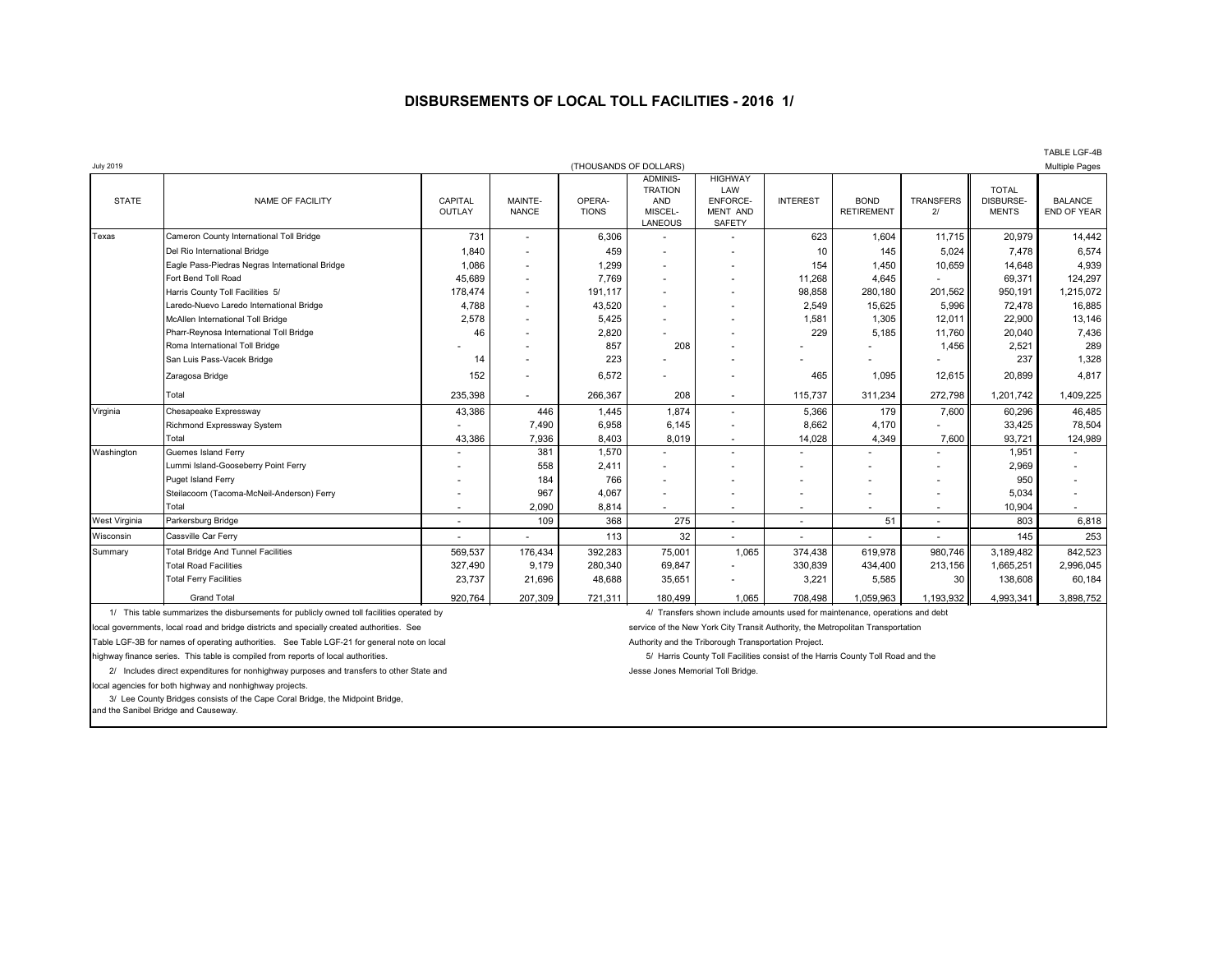# DISBURSEMENTS OF LOCAL TOLL FACILITIES - 2016 1/

TABLE LGF-4B

July 2019 (THOUSANDS OF DOLLARS) Multiple Pages

| STATE | NAME OF FACILITY | CAPITAL OUTLAY | MAINTE-NANCE | OPERA-TIONS | ADMINIS-TRATION AND MISCEL-LANEOUS | HIGHWAY LAW ENFORCE-MENT AND SAFETY | INTEREST | BOND RETIREMENT | TRANSFERS 2/ | TOTAL DISBURSE-MENTS | BALANCE END OF YEAR |
|---|---|---|---|---|---|---|---|---|---|---|---|
| Texas | Cameron County International Toll Bridge | 731 | - | 6,306 | - | - | 623 | 1,604 | 11,715 | 20,979 | 14,442 |
| | Del Rio International Bridge | 1,840 | - | 459 | - | - | 10 | 145 | 5,024 | 7,478 | 6,574 |
| | Eagle Pass-Piedras Negras International Bridge | 1,086 | - | 1,299 | - | - | 154 | 1,450 | 10,659 | 14,648 | 4,939 |
| | Fort Bend Toll Road | 45,689 | - | 7,769 | - | - | 11,268 | 4,645 | - | 69,371 | 124,297 |
| | Harris County Toll Facilities 5/ | 178,474 | - | 191,117 | - | - | 98,858 | 280,180 | 201,562 | 950,191 | 1,215,072 |
| | Laredo-Nuevo Laredo International Bridge | 4,788 | - | 43,520 | - | - | 2,549 | 15,625 | 5,996 | 72,478 | 16,885 |
| | McAllen International Toll Bridge | 2,578 | - | 5,425 | - | - | 1,581 | 1,305 | 12,011 | 22,900 | 13,146 |
| | Pharr-Reynosa International Toll Bridge | 46 | - | 2,820 | - | - | 229 | 5,185 | 11,760 | 20,040 | 7,436 |
| | Roma International Toll Bridge | - | - | 857 | 208 | - | - | - | 1,456 | 2,521 | 289 |
| | San Luis Pass-Vacek Bridge | 14 | - | 223 | - | - | - | - | - | 237 | 1,328 |
| | Zaragosa Bridge | 152 | - | 6,572 | - | - | 465 | 1,095 | 12,615 | 20,899 | 4,817 |
| | Total | 235,398 | - | 266,367 | 208 | - | 115,737 | 311,234 | 272,798 | 1,201,742 | 1,409,225 |
| Virginia | Chesapeake Expressway | 43,386 | 446 | 1,445 | 1,874 | - | 5,366 | 179 | 7,600 | 60,296 | 46,485 |
| | Richmond Expressway System | - | 7,490 | 6,958 | 6,145 | - | 8,662 | 4,170 | - | 33,425 | 78,504 |
| | Total | 43,386 | 7,936 | 8,403 | 8,019 | - | 14,028 | 4,349 | 7,600 | 93,721 | 124,989 |
| Washington | Guemes Island Ferry | - | 381 | 1,570 | - | - | - | - | - | 1,951 | - |
| | Lummi Island-Gooseberry Point Ferry | - | 558 | 2,411 | - | - | - | - | - | 2,969 | - |
| | Puget Island Ferry | - | 184 | 766 | - | - | - | - | - | 950 | - |
| | Steilacoom (Tacoma-McNeil-Anderson) Ferry | - | 967 | 4,067 | - | - | - | - | - | 5,034 | - |
| | Total | - | 2,090 | 8,814 | - | - | - | - | - | 10,904 | - |
| West Virginia | Parkersburg Bridge | - | 109 | 368 | 275 | - | - | 51 | - | 803 | 6,818 |
| Wisconsin | Cassville Car Ferry | - | - | 113 | 32 | - | - | - | - | 145 | 253 |
| Summary | Total Bridge And Tunnel Facilities | 569,537 | 176,434 | 392,283 | 75,001 | 1,065 | 374,438 | 619,978 | 980,746 | 3,189,482 | 842,523 |
| | Total Road Facilities | 327,490 | 9,179 | 280,340 | 69,847 | - | 330,839 | 434,400 | 213,156 | 1,665,251 | 2,996,045 |
| | Total Ferry Facilities | 23,737 | 21,696 | 48,688 | 35,651 | - | 3,221 | 5,585 | 30 | 138,608 | 60,184 |
| | Grand Total | 920,764 | 207,309 | 721,311 | 180,499 | 1,065 | 708,498 | 1,059,963 | 1,193,932 | 4,993,341 | 3,898,752 |

1/ This table summarizes the disbursements for publicly owned toll facilities operated by local governments, local road and bridge districts and specially created authorities. See Table LGF-3B for names of operating authorities. See Table LGF-21 for general note on local highway finance series. This table is compiled from reports of local authorities.

2/ Includes direct expenditures for nonhighway purposes and transfers to other State and local agencies for both highway and nonhighway projects.

3/ Lee County Bridges consists of the Cape Coral Bridge, the Midpoint Bridge, and the Sanibel Bridge and Causeway.

4/ Transfers shown include amounts used for maintenance, operations and debt service of the New York City Transit Authority, the Metropolitan Transportation Authority and the Triborough Transportation Project.

5/ Harris County Toll Facilities consist of the Harris County Toll Road and the Jesse Jones Memorial Toll Bridge.